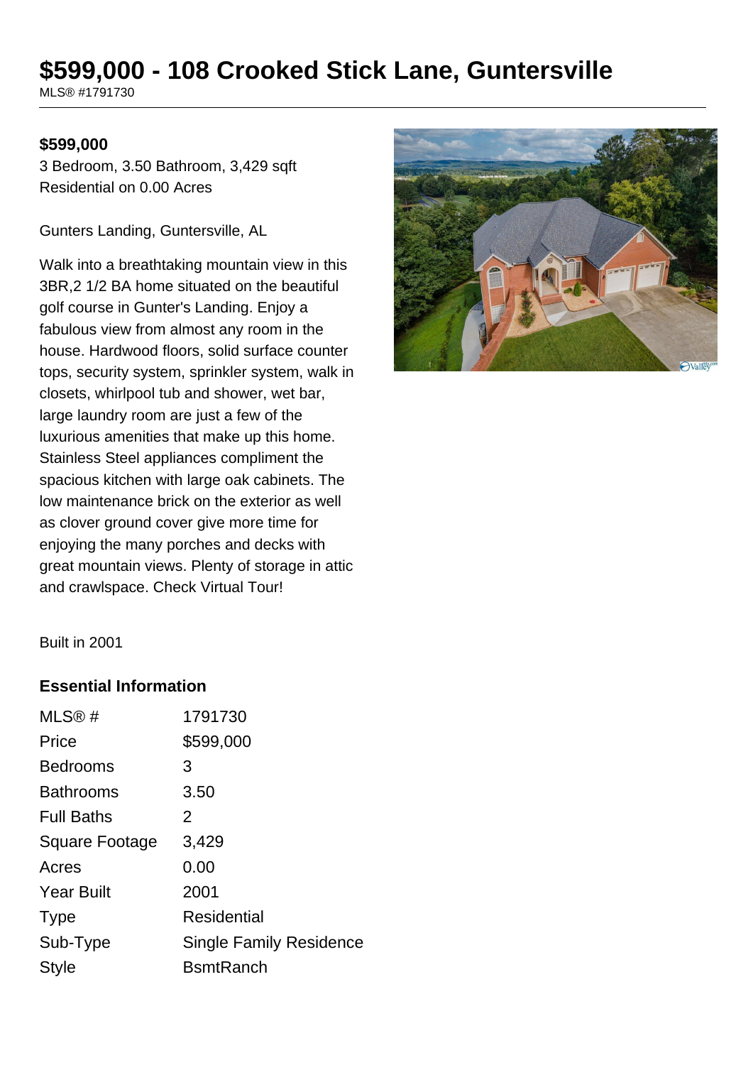# $599,000 - 108 Crooked Stick Lane, Guntersville

MLS® #1791730

**$599,000**

3 Bedroom, 3.50 Bathroom, 3,429 sqft
Residential on 0.00 Acres

Gunters Landing, Guntersville, AL

Walk into a breathtaking mountain view in this 3BR,2 1/2 BA home situated on the beautiful golf course in Gunter's Landing. Enjoy a fabulous view from almost any room in the house. Hardwood floors, solid surface counter tops, security system, sprinkler system, walk in closets, whirlpool tub and shower, wet bar, large laundry room are just a few of the luxurious amenities that make up this home. Stainless Steel appliances compliment the spacious kitchen with large oak cabinets. The low maintenance brick on the exterior as well as clover ground cover give more time for enjoying the many porches and decks with great mountain views. Plenty of storage in attic and crawlspace. Check Virtual Tour!

Built in 2001

### Essential Information

| | |
|---|---|
| MLS® # | 1791730 |
| Price | $599,000 |
| Bedrooms | 3 |
| Bathrooms | 3.50 |
| Full Baths | 2 |
| Square Footage | 3,429 |
| Acres | 0.00 |
| Year Built | 2001 |
| Type | Residential |
| Sub-Type | Single Family Residence |
| Style | BsmtRanch |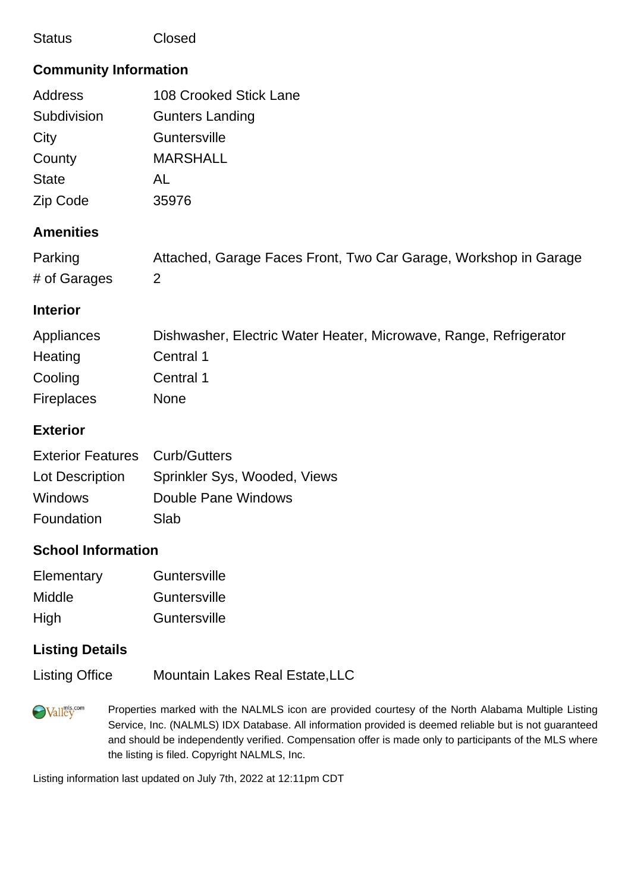| | |
|---|---|
| Status | Closed |

## Community Information

| | |
|---|---|
| Address | 108 Crooked Stick Lane |
| Subdivision | Gunters Landing |
| City | Guntersville |
| County | MARSHALL |
| State | AL |
| Zip Code | 35976 |

## Amenities

| | |
|---|---|
| Parking | Attached, Garage Faces Front, Two Car Garage, Workshop in Garage |
| # of Garages | 2 |

## Interior

| | |
|---|---|
| Appliances | Dishwasher, Electric Water Heater, Microwave, Range, Refrigerator |
| Heating | Central 1 |
| Cooling | Central 1 |
| Fireplaces | None |

## Exterior

| | |
|---|---|
| Exterior Features | Curb/Gutters |
| Lot Description | Sprinkler Sys, Wooded, Views |
| Windows | Double Pane Windows |
| Foundation | Slab |

## School Information

| | |
|---|---|
| Elementary | Guntersville |
| Middle | Guntersville |
| High | Guntersville |

## Listing Details

| | |
|---|---|
| Listing Office | Mountain Lakes Real Estate,LLC |

Properties marked with the NALMLS icon are provided courtesy of the North Alabama Multiple Listing Service, Inc. (NALMLS) IDX Database. All information provided is deemed reliable but is not guaranteed and should be independently verified. Compensation offer is made only to participants of the MLS where the listing is filed. Copyright NALMLS, Inc.

Listing information last updated on July 7th, 2022 at 12:11pm CDT